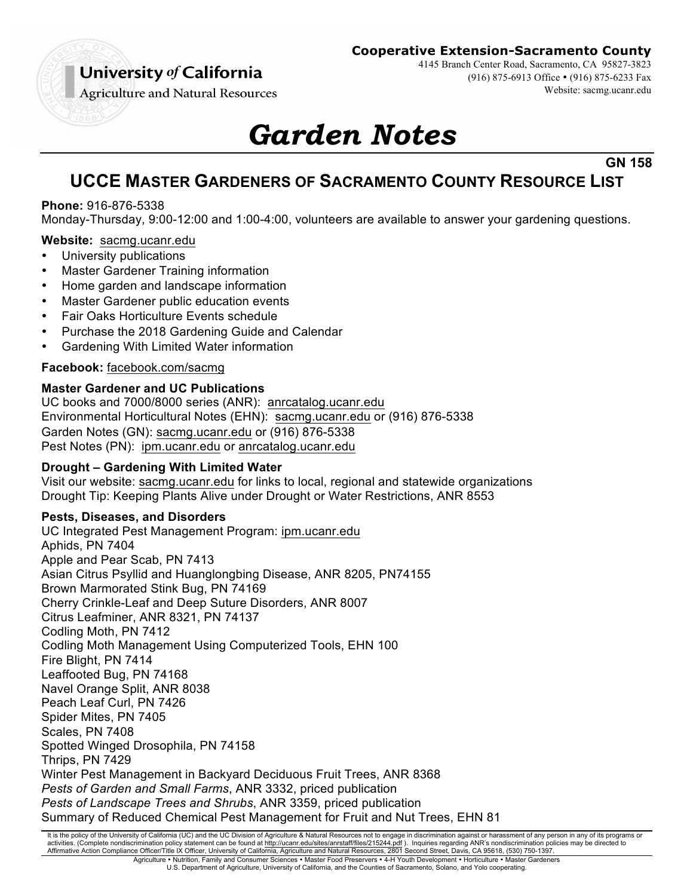**University of California**
**Agriculture and Natural Resources**

**Cooperative Extension-Sacramento County**
4145 Branch Center Road, Sacramento, CA 95827-3823
(916) 875-6913 Office • (916) 875-6233 Fax
Website: sacmg.ucanr.edu

# *Garden Notes*

**GN 158**

## UCCE MASTER GARDENERS OF SACRAMENTO COUNTY RESOURCE LIST

**Phone:** 916-876-5338
Monday-Thursday, 9:00-12:00 and 1:00-4:00, volunteers are available to answer your gardening questions.

**Website:** sacmg.ucanr.edu

- University publications
- Master Gardener Training information
- Home garden and landscape information
- Master Gardener public education events
- Fair Oaks Horticulture Events schedule
- Purchase the 2018 Gardening Guide and Calendar
- Gardening With Limited Water information

**Facebook:** facebook.com/sacmg

**Master Gardener and UC Publications**
UC books and 7000/8000 series (ANR): anrcatalog.ucanr.edu
Environmental Horticultural Notes (EHN): sacmg.ucanr.edu or (916) 876-5338
Garden Notes (GN): sacmg.ucanr.edu or (916) 876-5338
Pest Notes (PN): ipm.ucanr.edu or anrcatalog.ucanr.edu

**Drought – Gardening With Limited Water**
Visit our website: sacmg.ucanr.edu for links to local, regional and statewide organizations
Drought Tip: Keeping Plants Alive under Drought or Water Restrictions, ANR 8553

**Pests, Diseases, and Disorders**
UC Integrated Pest Management Program: ipm.ucanr.edu
Aphids, PN 7404
Apple and Pear Scab, PN 7413
Asian Citrus Psyllid and Huanglongbing Disease, ANR 8205, PN74155
Brown Marmorated Stink Bug, PN 74169
Cherry Crinkle-Leaf and Deep Suture Disorders, ANR 8007
Citrus Leafminer, ANR 8321, PN 74137
Codling Moth, PN 7412
Codling Moth Management Using Computerized Tools, EHN 100
Fire Blight, PN 7414
Leaffooted Bug, PN 74168
Navel Orange Split, ANR 8038
Peach Leaf Curl, PN 7426
Spider Mites, PN 7405
Scales, PN 7408
Spotted Winged Drosophila, PN 74158
Thrips, PN 7429
Winter Pest Management in Backyard Deciduous Fruit Trees, ANR 8368
*Pests of Garden and Small Farms*, ANR 3332, priced publication
*Pests of Landscape Trees and Shrubs*, ANR 3359, priced publication
Summary of Reduced Chemical Pest Management for Fruit and Nut Trees, EHN 81

It is the policy of the University of California (UC) and the UC Division of Agriculture & Natural Resources not to engage in discrimination against or harassment of any person in any of its programs or activities. (Complete nondiscrimination policy statement can be found at http://ucanr.edu/sites/anrstaff/files/215244.pdf ). Inquiries regarding ANR's nondiscrimination policies may be directed to Affirmative Action Compliance Officer/Title IX Officer, University of California, Agriculture and Natural Resources, 2801 Second Street, Davis, CA 95618, (530) 750-1397.

Agriculture • Nutrition, Family and Consumer Sciences • Master Food Preservers • 4-H Youth Development • Horticulture • Master Gardeners
U.S. Department of Agriculture, University of California, and the Counties of Sacramento, Solano, and Yolo cooperating.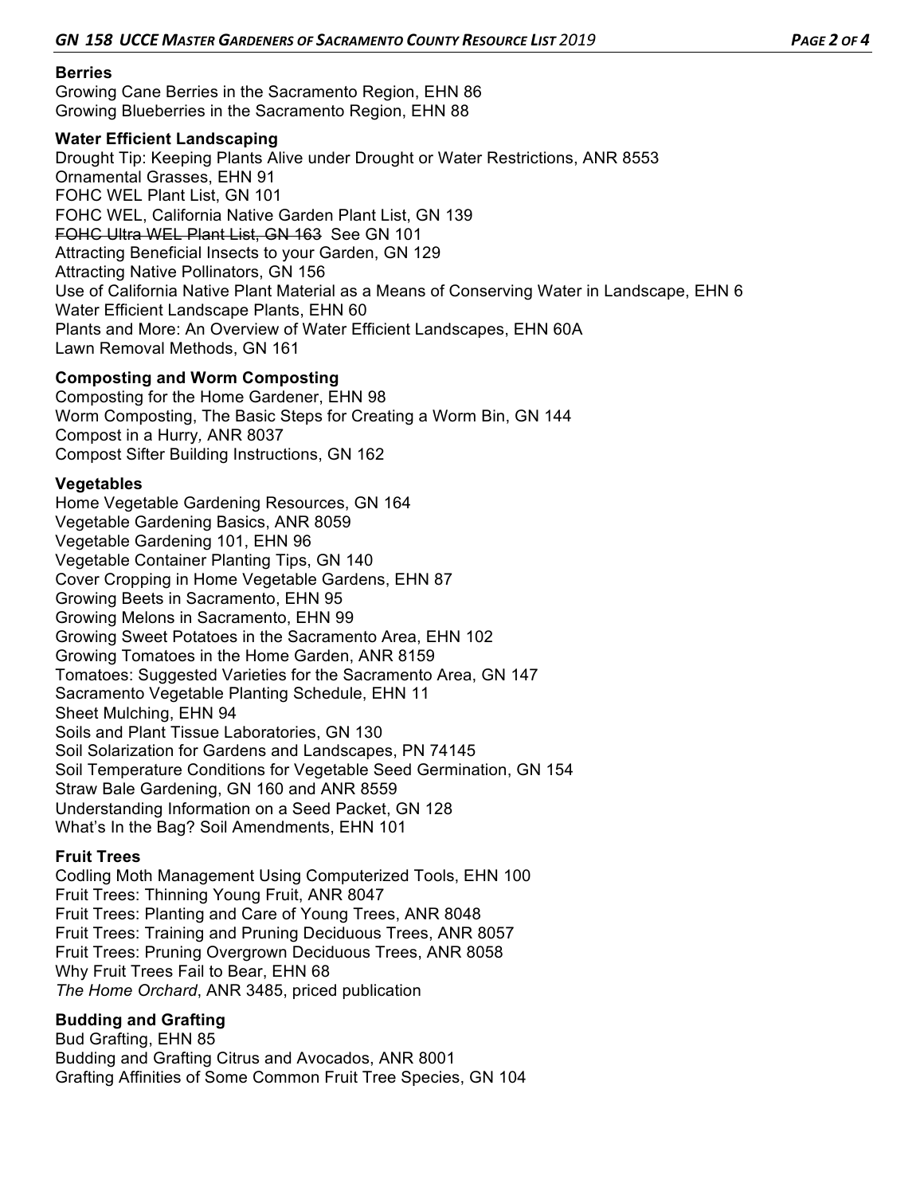**Berries**

Growing Cane Berries in the Sacramento Region, EHN 86
Growing Blueberries in the Sacramento Region, EHN 88

**Water Efficient Landscaping**

Drought Tip: Keeping Plants Alive under Drought or Water Restrictions, ANR 8553
Ornamental Grasses, EHN 91
FOHC WEL Plant List, GN 101
FOHC WEL, California Native Garden Plant List, GN 139
~~FOHC Ultra WEL Plant List, GN 163~~ See GN 101
Attracting Beneficial Insects to your Garden, GN 129
Attracting Native Pollinators, GN 156
Use of California Native Plant Material as a Means of Conserving Water in Landscape, EHN 6
Water Efficient Landscape Plants, EHN 60
Plants and More: An Overview of Water Efficient Landscapes, EHN 60A
Lawn Removal Methods, GN 161

**Composting and Worm Composting**

Composting for the Home Gardener, EHN 98
Worm Composting, The Basic Steps for Creating a Worm Bin, GN 144
Compost in a Hurry, ANR 8037
Compost Sifter Building Instructions, GN 162

**Vegetables**

Home Vegetable Gardening Resources, GN 164
Vegetable Gardening Basics, ANR 8059
Vegetable Gardening 101, EHN 96
Vegetable Container Planting Tips, GN 140
Cover Cropping in Home Vegetable Gardens, EHN 87
Growing Beets in Sacramento, EHN 95
Growing Melons in Sacramento, EHN 99
Growing Sweet Potatoes in the Sacramento Area, EHN 102
Growing Tomatoes in the Home Garden, ANR 8159
Tomatoes: Suggested Varieties for the Sacramento Area, GN 147
Sacramento Vegetable Planting Schedule, EHN 11
Sheet Mulching, EHN 94
Soils and Plant Tissue Laboratories, GN 130
Soil Solarization for Gardens and Landscapes, PN 74145
Soil Temperature Conditions for Vegetable Seed Germination, GN 154
Straw Bale Gardening, GN 160 and ANR 8559
Understanding Information on a Seed Packet, GN 128
What's In the Bag? Soil Amendments, EHN 101

**Fruit Trees**

Codling Moth Management Using Computerized Tools, EHN 100
Fruit Trees: Thinning Young Fruit, ANR 8047
Fruit Trees: Planting and Care of Young Trees, ANR 8048
Fruit Trees: Training and Pruning Deciduous Trees, ANR 8057
Fruit Trees: Pruning Overgrown Deciduous Trees, ANR 8058
Why Fruit Trees Fail to Bear, EHN 68
*The Home Orchard*, ANR 3485, priced publication

**Budding and Grafting**

Bud Grafting, EHN 85
Budding and Grafting Citrus and Avocados, ANR 8001
Grafting Affinities of Some Common Fruit Tree Species, GN 104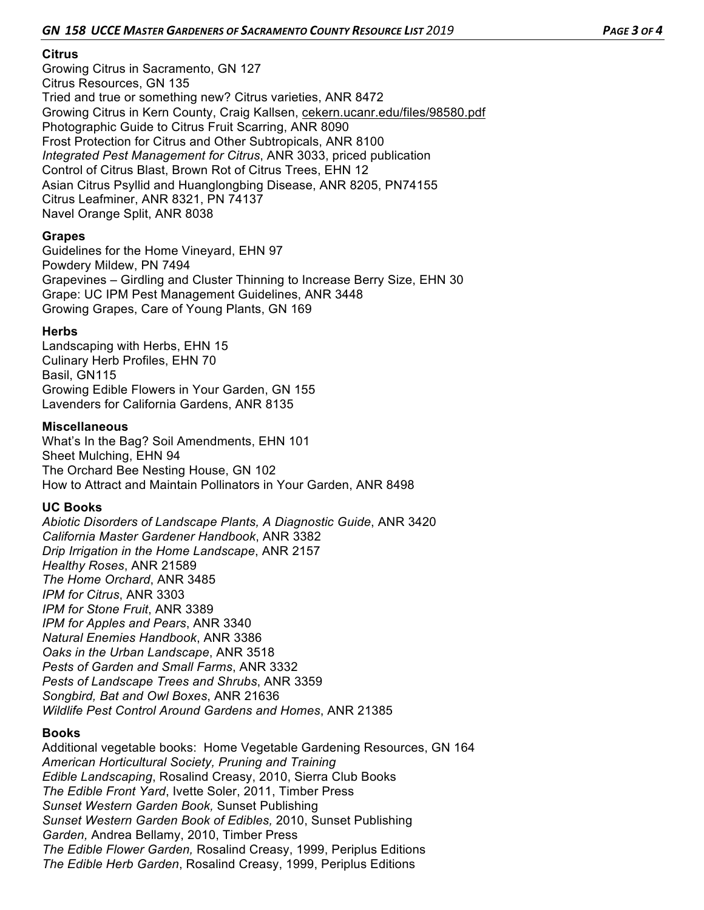**Citrus**

Growing Citrus in Sacramento, GN 127
Citrus Resources, GN 135
Tried and true or something new? Citrus varieties, ANR 8472
Growing Citrus in Kern County, Craig Kallsen, cekern.ucanr.edu/files/98580.pdf
Photographic Guide to Citrus Fruit Scarring, ANR 8090
Frost Protection for Citrus and Other Subtropicals, ANR 8100
*Integrated Pest Management for Citrus*, ANR 3033, priced publication
Control of Citrus Blast, Brown Rot of Citrus Trees, EHN 12
Asian Citrus Psyllid and Huanglongbing Disease, ANR 8205, PN74155
Citrus Leafminer, ANR 8321, PN 74137
Navel Orange Split, ANR 8038

**Grapes**

Guidelines for the Home Vineyard, EHN 97
Powdery Mildew, PN 7494
Grapevines – Girdling and Cluster Thinning to Increase Berry Size, EHN 30
Grape: UC IPM Pest Management Guidelines, ANR 3448
Growing Grapes, Care of Young Plants, GN 169

**Herbs**

Landscaping with Herbs, EHN 15
Culinary Herb Profiles, EHN 70
Basil, GN115
Growing Edible Flowers in Your Garden, GN 155
Lavenders for California Gardens, ANR 8135

**Miscellaneous**

What's In the Bag? Soil Amendments, EHN 101
Sheet Mulching, EHN 94
The Orchard Bee Nesting House, GN 102
How to Attract and Maintain Pollinators in Your Garden, ANR 8498

**UC Books**

*Abiotic Disorders of Landscape Plants, A Diagnostic Guide*, ANR 3420
*California Master Gardener Handbook*, ANR 3382
*Drip Irrigation in the Home Landscape*, ANR 2157
*Healthy Roses*, ANR 21589
*The Home Orchard*, ANR 3485
*IPM for Citrus*, ANR 3303
*IPM for Stone Fruit*, ANR 3389
*IPM for Apples and Pears*, ANR 3340
*Natural Enemies Handbook*, ANR 3386
*Oaks in the Urban Landscape*, ANR 3518
*Pests of Garden and Small Farms*, ANR 3332
*Pests of Landscape Trees and Shrubs*, ANR 3359
*Songbird, Bat and Owl Boxes*, ANR 21636
*Wildlife Pest Control Around Gardens and Homes*, ANR 21385

**Books**

Additional vegetable books: Home Vegetable Gardening Resources, GN 164
*American Horticultural Society, Pruning and Training*
*Edible Landscaping*, Rosalind Creasy, 2010, Sierra Club Books
*The Edible Front Yard*, Ivette Soler, 2011, Timber Press
*Sunset Western Garden Book,* Sunset Publishing
*Sunset Western Garden Book of Edibles,* 2010, Sunset Publishing
*Garden,* Andrea Bellamy, 2010, Timber Press
*The Edible Flower Garden,* Rosalind Creasy, 1999, Periplus Editions
*The Edible Herb Garden*, Rosalind Creasy, 1999, Periplus Editions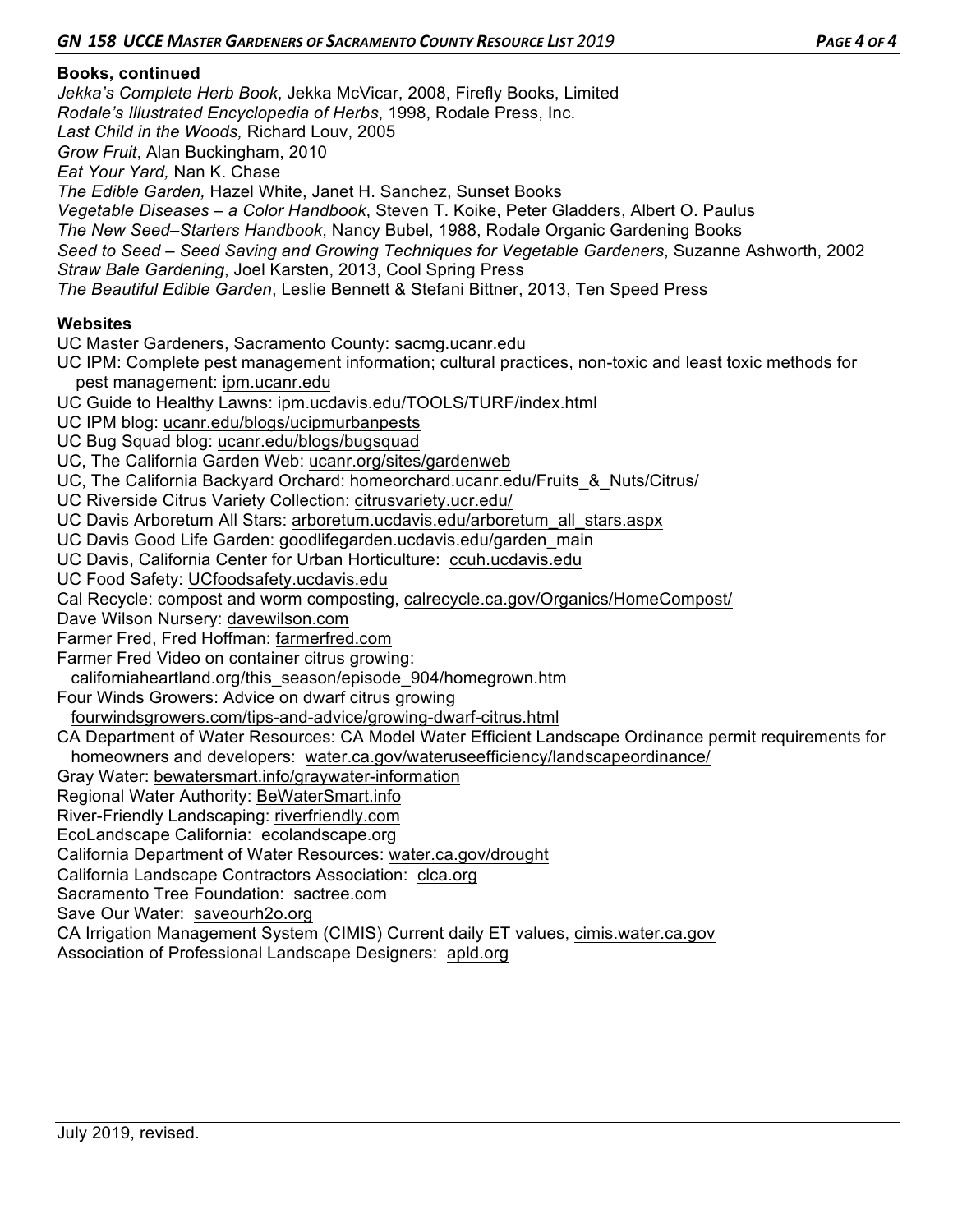**Books, continued**

*Jekka's Complete Herb Book*, Jekka McVicar, 2008, Firefly Books, Limited
*Rodale's Illustrated Encyclopedia of Herbs*, 1998, Rodale Press, Inc.
*Last Child in the Woods,* Richard Louv, 2005
*Grow Fruit*, Alan Buckingham, 2010
*Eat Your Yard,* Nan K. Chase
*The Edible Garden,* Hazel White, Janet H. Sanchez, Sunset Books
*Vegetable Diseases – a Color Handbook*, Steven T. Koike, Peter Gladders, Albert O. Paulus
*The New Seed–Starters Handbook*, Nancy Bubel, 1988, Rodale Organic Gardening Books
*Seed to Seed – Seed Saving and Growing Techniques for Vegetable Gardeners*, Suzanne Ashworth, 2002
*Straw Bale Gardening*, Joel Karsten, 2013, Cool Spring Press
*The Beautiful Edible Garden*, Leslie Bennett & Stefani Bittner, 2013, Ten Speed Press

**Websites**

UC Master Gardeners, Sacramento County: sacmg.ucanr.edu
UC IPM: Complete pest management information; cultural practices, non-toxic and least toxic methods for pest management: ipm.ucanr.edu
UC Guide to Healthy Lawns: ipm.ucdavis.edu/TOOLS/TURF/index.html
UC IPM blog: ucanr.edu/blogs/ucipmurbanpests
UC Bug Squad blog: ucanr.edu/blogs/bugsquad
UC, The California Garden Web: ucanr.org/sites/gardenweb
UC, The California Backyard Orchard: homeorchard.ucanr.edu/Fruits_&_Nuts/Citrus/
UC Riverside Citrus Variety Collection: citrusvariety.ucr.edu/
UC Davis Arboretum All Stars: arboretum.ucdavis.edu/arboretum_all_stars.aspx
UC Davis Good Life Garden: goodlifegarden.ucdavis.edu/garden_main
UC Davis, California Center for Urban Horticulture: ccuh.ucdavis.edu
UC Food Safety: UCfoodsafety.ucdavis.edu
Cal Recycle: compost and worm composting, calrecycle.ca.gov/Organics/HomeCompost/
Dave Wilson Nursery: davewilson.com
Farmer Fred, Fred Hoffman: farmerfred.com
Farmer Fred Video on container citrus growing: californiaheartland.org/this_season/episode_904/homegrown.htm
Four Winds Growers: Advice on dwarf citrus growing fourwindsgrowers.com/tips-and-advice/growing-dwarf-citrus.html
CA Department of Water Resources: CA Model Water Efficient Landscape Ordinance permit requirements for homeowners and developers: water.ca.gov/wateruseefficiency/landscapeordinance/
Gray Water: bewatersmart.info/graywater-information
Regional Water Authority: BeWaterSmart.info
River-Friendly Landscaping: riverfriendly.com
EcoLandscape California: ecolandscape.org
California Department of Water Resources: water.ca.gov/drought
California Landscape Contractors Association: clca.org
Sacramento Tree Foundation: sactree.com
Save Our Water: saveourh2o.org
CA Irrigation Management System (CIMIS) Current daily ET values, cimis.water.ca.gov
Association of Professional Landscape Designers: apld.org

July 2019, revised.